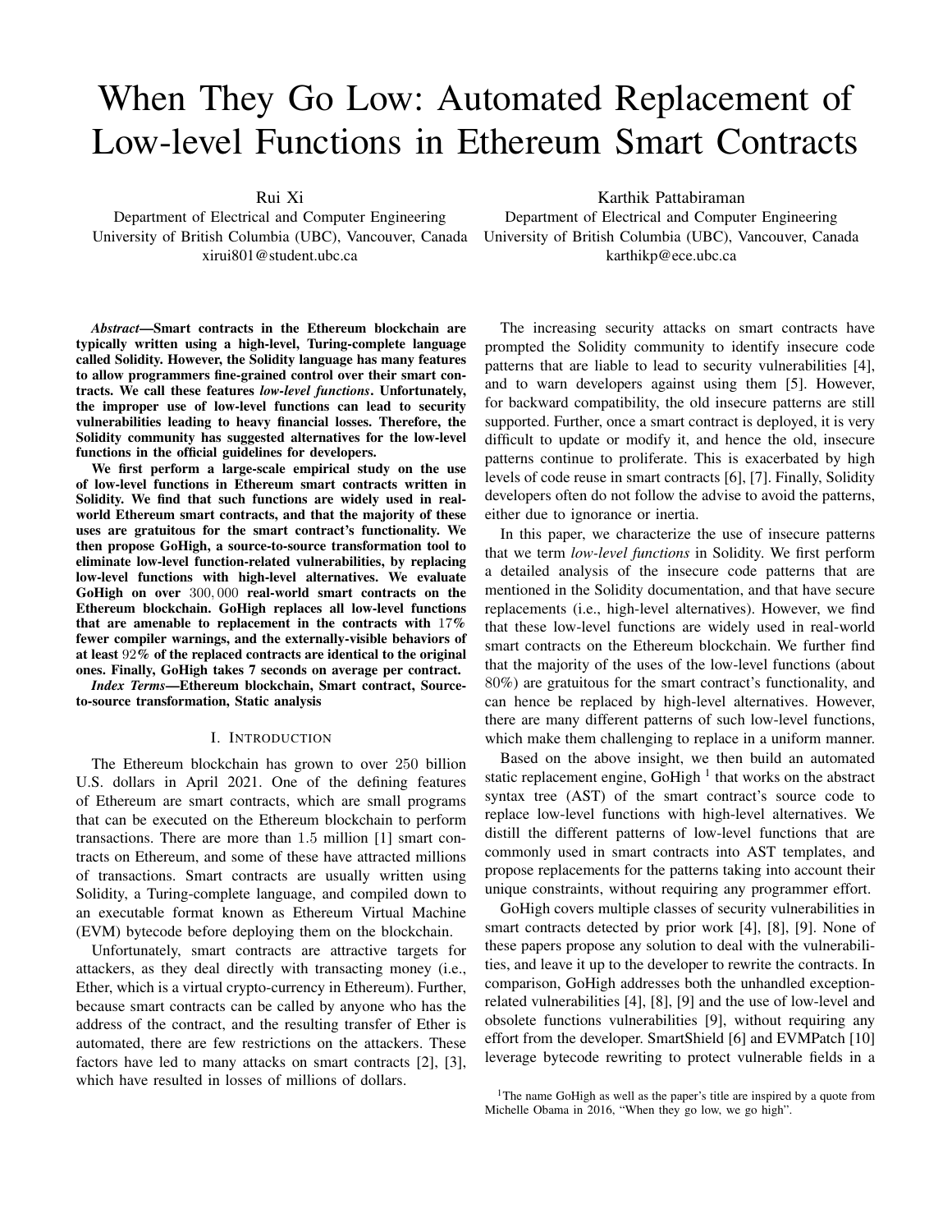# When They Go Low: Automated Replacement of Low-level Functions in Ethereum Smart Contracts

Rui Xi
Department of Electrical and Computer Engineering
University of British Columbia (UBC), Vancouver, Canada
xirui801@student.ubc.ca

Karthik Pattabiraman
Department of Electrical and Computer Engineering
University of British Columbia (UBC), Vancouver, Canada
karthikp@ece.ubc.ca

***Abstract*—Smart contracts in the Ethereum blockchain are typically written using a high-level, Turing-complete language called Solidity. However, the Solidity language has many features to allow programmers fine-grained control over their smart contracts. We call these features *low-level functions*. Unfortunately, the improper use of low-level functions can lead to security vulnerabilities leading to heavy financial losses. Therefore, the Solidity community has suggested alternatives for the low-level functions in the official guidelines for developers.**

**We first perform a large-scale empirical study on the use of low-level functions in Ethereum smart contracts written in Solidity. We find that such functions are widely used in real-world Ethereum smart contracts, and that the majority of these uses are gratuitous for the smart contract's functionality. We then propose GoHigh, a source-to-source transformation tool to eliminate low-level function-related vulnerabilities, by replacing low-level functions with high-level alternatives. We evaluate GoHigh on over $300,000$ real-world smart contracts on the Ethereum blockchain. GoHigh replaces all low-level functions that are amenable to replacement in the contracts with $17\%$ fewer compiler warnings, and the externally-visible behaviors of at least $92\%$ of the replaced contracts are identical to the original ones. Finally, GoHigh takes 7 seconds on average per contract.**

***Index Terms*—Ethereum blockchain, Smart contract, Source-to-source transformation, Static analysis**

## I. Introduction

The Ethereum blockchain has grown to over $250$ billion U.S. dollars in April 2021. One of the defining features of Ethereum are smart contracts, which are small programs that can be executed on the Ethereum blockchain to perform transactions. There are more than $1.5$ million [1] smart contracts on Ethereum, and some of these have attracted millions of transactions. Smart contracts are usually written using Solidity, a Turing-complete language, and compiled down to an executable format known as Ethereum Virtual Machine (EVM) bytecode before deploying them on the blockchain.

Unfortunately, smart contracts are attractive targets for attackers, as they deal directly with transacting money (i.e., Ether, which is a virtual crypto-currency in Ethereum). Further, because smart contracts can be called by anyone who has the address of the contract, and the resulting transfer of Ether is automated, there are few restrictions on the attackers. These factors have led to many attacks on smart contracts [2], [3], which have resulted in losses of millions of dollars.

The increasing security attacks on smart contracts have prompted the Solidity community to identify insecure code patterns that are liable to lead to security vulnerabilities [4], and to warn developers against using them [5]. However, for backward compatibility, the old insecure patterns are still supported. Further, once a smart contract is deployed, it is very difficult to update or modify it, and hence the old, insecure patterns continue to proliferate. This is exacerbated by high levels of code reuse in smart contracts [6], [7]. Finally, Solidity developers often do not follow the advise to avoid the patterns, either due to ignorance or inertia.

In this paper, we characterize the use of insecure patterns that we term *low-level functions* in Solidity. We first perform a detailed analysis of the insecure code patterns that are mentioned in the Solidity documentation, and that have secure replacements (i.e., high-level alternatives). However, we find that these low-level functions are widely used in real-world smart contracts on the Ethereum blockchain. We further find that the majority of the uses of the low-level functions (about $80\%$) are gratuitous for the smart contract's functionality, and can hence be replaced by high-level alternatives. However, there are many different patterns of such low-level functions, which make them challenging to replace in a uniform manner.

Based on the above insight, we then build an automated static replacement engine, GoHigh [1] that works on the abstract syntax tree (AST) of the smart contract's source code to replace low-level functions with high-level alternatives. We distill the different patterns of low-level functions that are commonly used in smart contracts into AST templates, and propose replacements for the patterns taking into account their unique constraints, without requiring any programmer effort.

GoHigh covers multiple classes of security vulnerabilities in smart contracts detected by prior work [4], [8], [9]. None of these papers propose any solution to deal with the vulnerabilities, and leave it up to the developer to rewrite the contracts. In comparison, GoHigh addresses both the unhandled exception-related vulnerabilities [4], [8], [9] and the use of low-level and obsolete functions vulnerabilities [9], without requiring any effort from the developer. SmartShield [6] and EVMPatch [10] leverage bytecode rewriting to protect vulnerable fields in a

[1] The name GoHigh as well as the paper's title are inspired by a quote from Michelle Obama in 2016, "When they go low, we go high".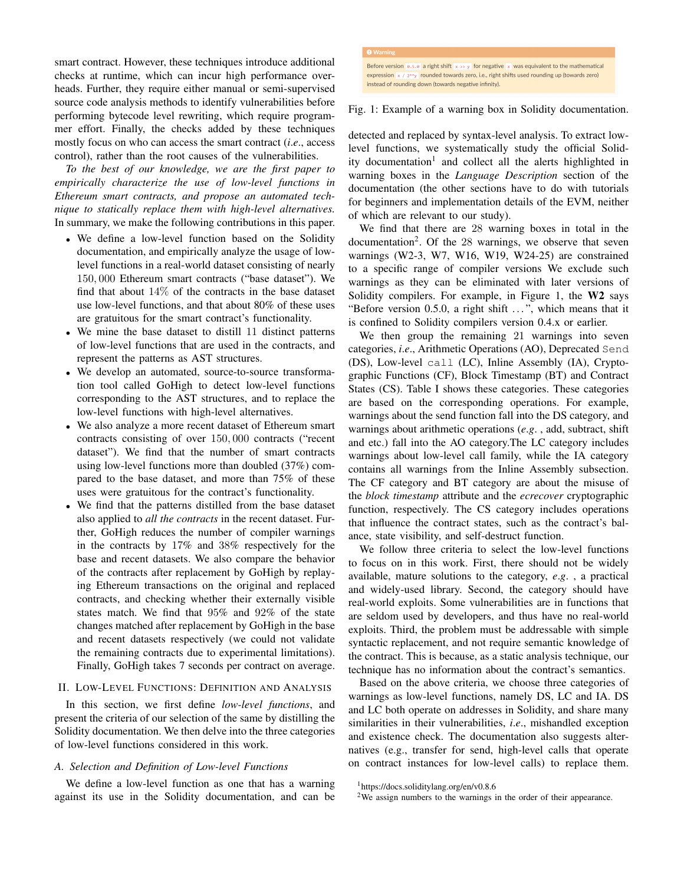smart contract. However, these techniques introduce additional checks at runtime, which can incur high performance overheads. Further, they require either manual or semi-supervised source code analysis methods to identify vulnerabilities before performing bytecode level rewriting, which require programmer effort. Finally, the checks added by these techniques mostly focus on who can access the smart contract (*i.e.*, access control), rather than the root causes of the vulnerabilities.

*To the best of our knowledge, we are the first paper to empirically characterize the use of low-level functions in Ethereum smart contracts, and propose an automated technique to statically replace them with high-level alternatives.* In summary, we make the following contributions in this paper.

- We define a low-level function based on the Solidity documentation, and empirically analyze the usage of low-level functions in a real-world dataset consisting of nearly 150,000 Ethereum smart contracts ("base dataset"). We find that about 14% of the contracts in the base dataset use low-level functions, and that about 80% of these uses are gratuitous for the smart contract's functionality.
- We mine the base dataset to distill 11 distinct patterns of low-level functions that are used in the contracts, and represent the patterns as AST structures.
- We develop an automated, source-to-source transformation tool called GoHigh to detect low-level functions corresponding to the AST structures, and to replace the low-level functions with high-level alternatives.
- We also analyze a more recent dataset of Ethereum smart contracts consisting of over 150,000 contracts ("recent dataset"). We find that the number of smart contracts using low-level functions more than doubled (37%) compared to the base dataset, and more than 75% of these uses were gratuitous for the contract's functionality.
- We find that the patterns distilled from the base dataset also applied to *all the contracts* in the recent dataset. Further, GoHigh reduces the number of compiler warnings in the contracts by 17% and 38% respectively for the base and recent datasets. We also compare the behavior of the contracts after replacement by GoHigh by replaying Ethereum transactions on the original and replaced contracts, and checking whether their externally visible states match. We find that 95% and 92% of the state changes matched after replacement by GoHigh in the base and recent datasets respectively (we could not validate the remaining contracts due to experimental limitations). Finally, GoHigh takes 7 seconds per contract on average.

## II. Low-Level Functions: Definition and Analysis

In this section, we first define *low-level functions*, and present the criteria of our selection of the same by distilling the Solidity documentation. We then delve into the three categories of low-level functions considered in this work.

### A. Selection and Definition of Low-level Functions

We define a low-level function as one that has a warning against its use in the Solidity documentation, and can be detected and replaced by syntax-level analysis. To extract low-level functions, we systematically study the official Solidity documentation[1] and collect all the alerts highlighted in warning boxes in the *Language Description* section of the documentation (the other sections have to do with tutorials for beginners and implementation details of the EVM, neither of which are relevant to our study).

> **Warning**
>
> Before version `0.5.0` a right shift `x >> y` for negative `x` was equivalent to the mathematical expression `x / 2**y` rounded towards zero, i.e., right shifts used rounding up (towards zero) instead of rounding down (towards negative infinity).

Fig. 1: Example of a warning box in Solidity documentation.

We find that there are 28 warning boxes in total in the documentation[2]. Of the 28 warnings, we observe that seven warnings (W2-3, W7, W16, W19, W24-25) are constrained to a specific range of compiler versions We exclude such warnings as they can be eliminated with later versions of Solidity compilers. For example, in Figure 1, the **W2** says "Before version 0.5.0, a right shift ...", which means that it is confined to Solidity compilers version 0.4.x or earlier.

We then group the remaining 21 warnings into seven categories, *i.e.*, Arithmetic Operations (AO), Deprecated `Send` (DS), Low-level `call` (LC), Inline Assembly (IA), Cryptographic Functions (CF), Block Timestamp (BT) and Contract States (CS). Table I shows these categories. These categories are based on the corresponding operations. For example, warnings about the send function fall into the DS category, and warnings about arithmetic operations (*e.g.* , add, subtract, shift and etc.) fall into the AO category.The LC category includes warnings about low-level call family, while the IA category contains all warnings from the Inline Assembly subsection. The CF category and BT category are about the misuse of the *block timestamp* attribute and the *ecrecover* cryptographic function, respectively. The CS category includes operations that influence the contract states, such as the contract's balance, state visibility, and self-destruct function.

We follow three criteria to select the low-level functions to focus on in this work. First, there should not be widely available, mature solutions to the category, *e.g.* , a practical and widely-used library. Second, the category should have real-world exploits. Some vulnerabilities are in functions that are seldom used by developers, and thus have no real-world exploits. Third, the problem must be addressable with simple syntactic replacement, and not require semantic knowledge of the contract. This is because, as a static analysis technique, our technique has no information about the contract's semantics.

Based on the above criteria, we choose three categories of warnings as low-level functions, namely DS, LC and IA. DS and LC both operate on addresses in Solidity, and share many similarities in their vulnerabilities, *i.e.*, mishandled exception and existence check. The documentation also suggests alternatives (e.g., transfer for send, high-level calls that operate on contract instances for low-level calls) to replace them.

[1] https://docs.soliditylang.org/en/v0.8.6

[2] We assign numbers to the warnings in the order of their appearance.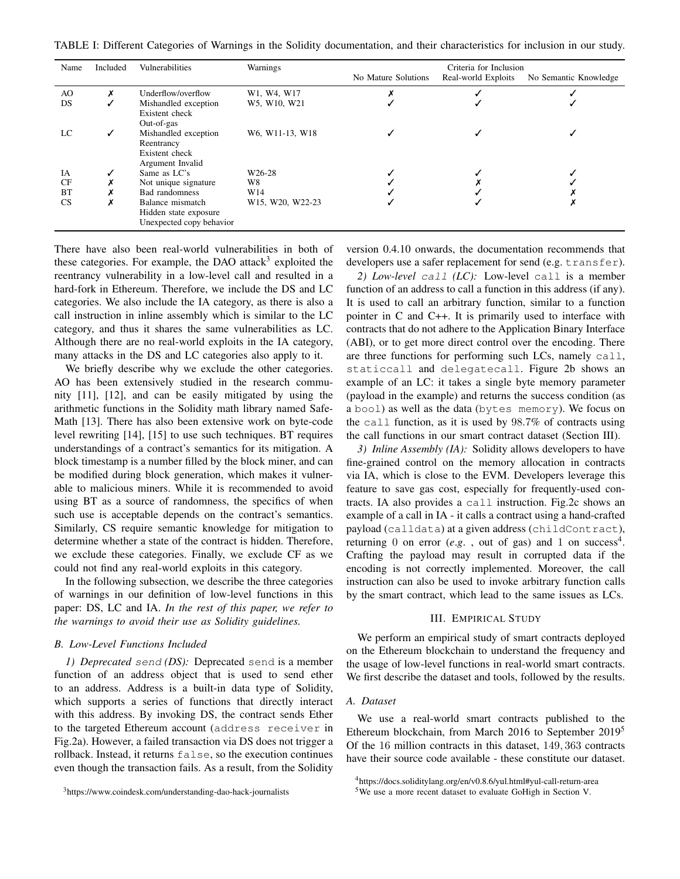TABLE I: Different Categories of Warnings in the Solidity documentation, and their characteristics for inclusion in our study.

| Name | Included | Vulnerabilities | Warnings | Criteria for Inclusion | | |
|---|---|---|---|---|---|---|
| | | | | No Mature Solutions | Real-world Exploits | No Semantic Knowledge |
| AO | ✗ | Underflow/overflow | W1, W4, W17 | ✗ | ✓ | ✓ |
| DS | ✓ | Mishandled exception<br>Existent check<br>Out-of-gas | W5, W10, W21 | ✓ | ✓ | ✓ |
| LC | ✓ | Mishandled exception<br>Reentrancy<br>Existent check<br>Argument Invalid | W6, W11-13, W18 | ✓ | ✓ | ✓ |
| IA | ✓ | Same as LC's | W26-28 | ✓ | ✓ | ✓ |
| CF | ✗ | Not unique signature | W8 | ✓ | ✗ | ✓ |
| BT | ✗ | Bad randomness | W14 | ✓ | ✓ | ✗ |
| CS | ✗ | Balance mismatch<br>Hidden state exposure<br>Unexpected copy behavior | W15, W20, W22-23 | ✓ | ✓ | ✗ |

There have also been real-world vulnerabilities in both of these categories. For example, the DAO attack[3] exploited the reentrancy vulnerability in a low-level call and resulted in a hard-fork in Ethereum. Therefore, we include the DS and LC categories. We also include the IA category, as there is also a call instruction in inline assembly which is similar to the LC category, and thus it shares the same vulnerabilities as LC. Although there are no real-world exploits in the IA category, many attacks in the DS and LC categories also apply to it.

We briefly describe why we exclude the other categories. AO has been extensively studied in the research community [11], [12], and can be easily mitigated by using the arithmetic functions in the Solidity math library named SafeMath [13]. There has also been extensive work on byte-code level rewriting [14], [15] to use such techniques. BT requires understandings of a contract's semantics for its mitigation. A block timestamp is a number filled by the block miner, and can be modified during block generation, which makes it vulnerable to malicious miners. While it is recommended to avoid using BT as a source of randomness, the specifics of when such use is acceptable depends on the contract's semantics. Similarly, CS require semantic knowledge for mitigation to determine whether a state of the contract is hidden. Therefore, we exclude these categories. Finally, we exclude CF as we could not find any real-world exploits in this category.

In the following subsection, we describe the three categories of warnings in our definition of low-level functions in this paper: DS, LC and IA. *In the rest of this paper, we refer to the warnings to avoid their use as Solidity guidelines.*

### B. Low-Level Functions Included

*1) Deprecated `send` (DS):* Deprecated `send` is a member function of an address object that is used to send ether to an address. Address is a built-in data type of Solidity, which supports a series of functions that directly interact with this address. By invoking DS, the contract sends Ether to the targeted Ethereum account (`address receiver` in Fig.2a). However, a failed transaction via DS does not trigger a rollback. Instead, it returns `false`, so the execution continues even though the transaction fails. As a result, from the Solidity version 0.4.10 onwards, the documentation recommends that developers use a safer replacement for send (e.g. `transfer`).

*2) Low-level `call` (LC):* Low-level `call` is a member function of an address to call a function in this address (if any). It is used to call an arbitrary function, similar to a function pointer in C and C++. It is primarily used to interface with contracts that do not adhere to the Application Binary Interface (ABI), or to get more direct control over the encoding. There are three functions for performing such LCs, namely `call`, `staticcall` and `delegatecall`. Figure 2b shows an example of an LC: it takes a single byte memory parameter (payload in the example) and returns the success condition (as a `bool`) as well as the data (`bytes memory`). We focus on the `call` function, as it is used by 98.7% of contracts using the call functions in our smart contract dataset (Section III).

*3) Inline Assembly (IA):* Solidity allows developers to have fine-grained control on the memory allocation in contracts via IA, which is close to the EVM. Developers leverage this feature to save gas cost, especially for frequently-used contracts. IA also provides a `call` instruction. Fig.2c shows an example of a call in IA - it calls a contract using a hand-crafted payload (`calldata`) at a given address (`childContract`), returning 0 on error (*e.g.* , out of gas) and 1 on success[4]. Crafting the payload may result in corrupted data if the encoding is not correctly implemented. Moreover, the call instruction can also be used to invoke arbitrary function calls by the smart contract, which lead to the same issues as LCs.

## III. Empirical Study

We perform an empirical study of smart contracts deployed on the Ethereum blockchain to understand the frequency and the usage of low-level functions in real-world smart contracts. We first describe the dataset and tools, followed by the results.

### A. Dataset

We use a real-world smart contracts published to the Ethereum blockchain, from March 2016 to September 2019[5] Of the 16 million contracts in this dataset, 149,363 contracts have their source code available - these constitute our dataset.

[3] https://www.coindesk.com/understanding-dao-hack-journalists

[4] https://docs.soliditylang.org/en/v0.8.6/yul.html#yul-call-return-area

[5] We use a more recent dataset to evaluate GoHigh in Section V.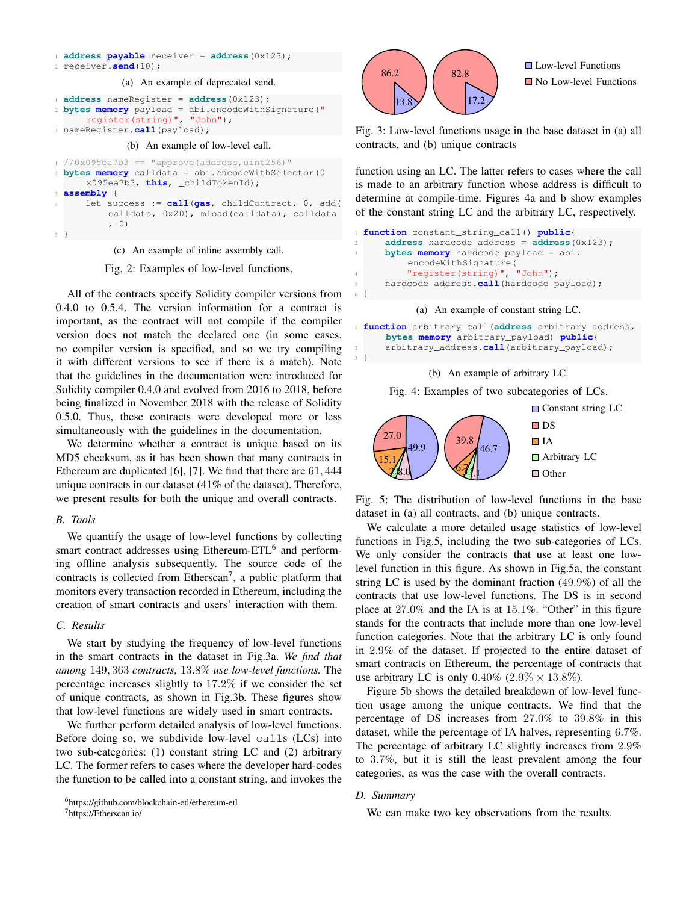```
address payable receiver = address(0x123);
receiver.send(10);
```

(a) An example of deprecated send.

```
address nameRegister = address(0x123);
bytes memory payload = abi.encodeWithSignature("
    register(string)", "John");
nameRegister.call(payload);
```

(b) An example of low-level call.

```
//0x095ea7b3 == "approve(address,uint256)"
bytes memory calldata = abi.encodeWithSelector(0
    x095ea7b3, this, _childTokenId);
assembly {
    let success := call(gas, childContract, 0, add(
        calldata, 0x20), mload(calldata), calldata
        , 0)
}
```

(c) An example of inline assembly call.

Fig. 2: Examples of low-level functions.

All of the contracts specify Solidity compiler versions from 0.4.0 to 0.5.4. The version information for a contract is important, as the contract will not compile if the compiler version does not match the declared one (in some cases, no compiler version is specified, and so we try compiling it with different versions to see if there is a match). Note that the guidelines in the documentation were introduced for Solidity compiler 0.4.0 and evolved from 2016 to 2018, before being finalized in November 2018 with the release of Solidity 0.5.0. Thus, these contracts were developed more or less simultaneously with the guidelines in the documentation.

We determine whether a contract is unique based on its MD5 checksum, as it has been shown that many contracts in Ethereum are duplicated [6], [7]. We find that there are $61,444$ unique contracts in our dataset (41% of the dataset). Therefore, we present results for both the unique and overall contracts.

### B. Tools

We quantify the usage of low-level functions by collecting smart contract addresses using Ethereum-ETL[6] and performing offline analysis subsequently. The source code of the contracts is collected from Etherscan[7], a public platform that monitors every transaction recorded in Ethereum, including the creation of smart contracts and users' interaction with them.

### C. Results

We start by studying the frequency of low-level functions in the smart contracts in the dataset in Fig.3a. *We find that among* $149,363$ *contracts,* $13.8\%$ *use low-level functions.* The percentage increases slightly to $17.2\%$ if we consider the set of unique contracts, as shown in Fig.3b. These figures show that low-level functions are widely used in smart contracts.

We further perform detailed analysis of low-level functions. Before doing so, we subdivide low-level `calls` (LCs) into two sub-categories: (1) constant string LC and (2) arbitrary LC. The former refers to cases where the developer hard-codes the function to be called into a constant string, and invokes the function using an LC. The latter refers to cases where the call is made to an arbitrary function whose address is difficult to determine at compile-time. Figures 4a and b show examples of the constant string LC and the arbitrary LC, respectively.

[6]https://github.com/blockchain-etl/ethereum-etl

[7]https://Etherscan.io/

Fig. 3: Low-level functions usage in the base dataset in (a) all contracts, and (b) unique contracts

```
function constant_string_call() public{
    address hardcode_address = address(0x123);
    bytes memory hardcode_payload = abi.
        encodeWithSignature(
        "register(string)", "John");
    hardcode_address.call(hardcode_payload);
}
```

(a) An example of constant string LC.

```
function arbitrary_call(address arbitrary_address,
    bytes memory arbitrary_payload) public{
    arbitrary_address.call(arbitrary_payload);
}
```

(b) An example of arbitrary LC.

Fig. 4: Examples of two subcategories of LCs.

Fig. 5: The distribution of low-level functions in the base dataset in (a) all contracts, and (b) unique contracts.

We calculate a more detailed usage statistics of low-level functions in Fig.5, including the two sub-categories of LCs. We only consider the contracts that use at least one low-level function in this figure. As shown in Fig.5a, the constant string LC is used by the dominant fraction (49.9%) of all the contracts that use low-level functions. The DS is in second place at $27.0\%$ and the IA is at $15.1\%$. "Other" in this figure stands for the contracts that include more than one low-level function categories. Note that the arbitrary LC is only found in $2.9\%$ of the dataset. If projected to the entire dataset of smart contracts on Ethereum, the percentage of contracts that use arbitrary LC is only $0.40\%$ ($2.9\% \times 13.8\%$).

Figure 5b shows the detailed breakdown of low-level function usage among the unique contracts. We find that the percentage of DS increases from $27.0\%$ to $39.8\%$ in this dataset, while the percentage of IA halves, representing $6.7\%$. The percentage of arbitrary LC slightly increases from $2.9\%$ to $3.7\%$, but it is still the least prevalent among the four categories, as was the case with the overall contracts.

### D. Summary

We can make two key observations from the results.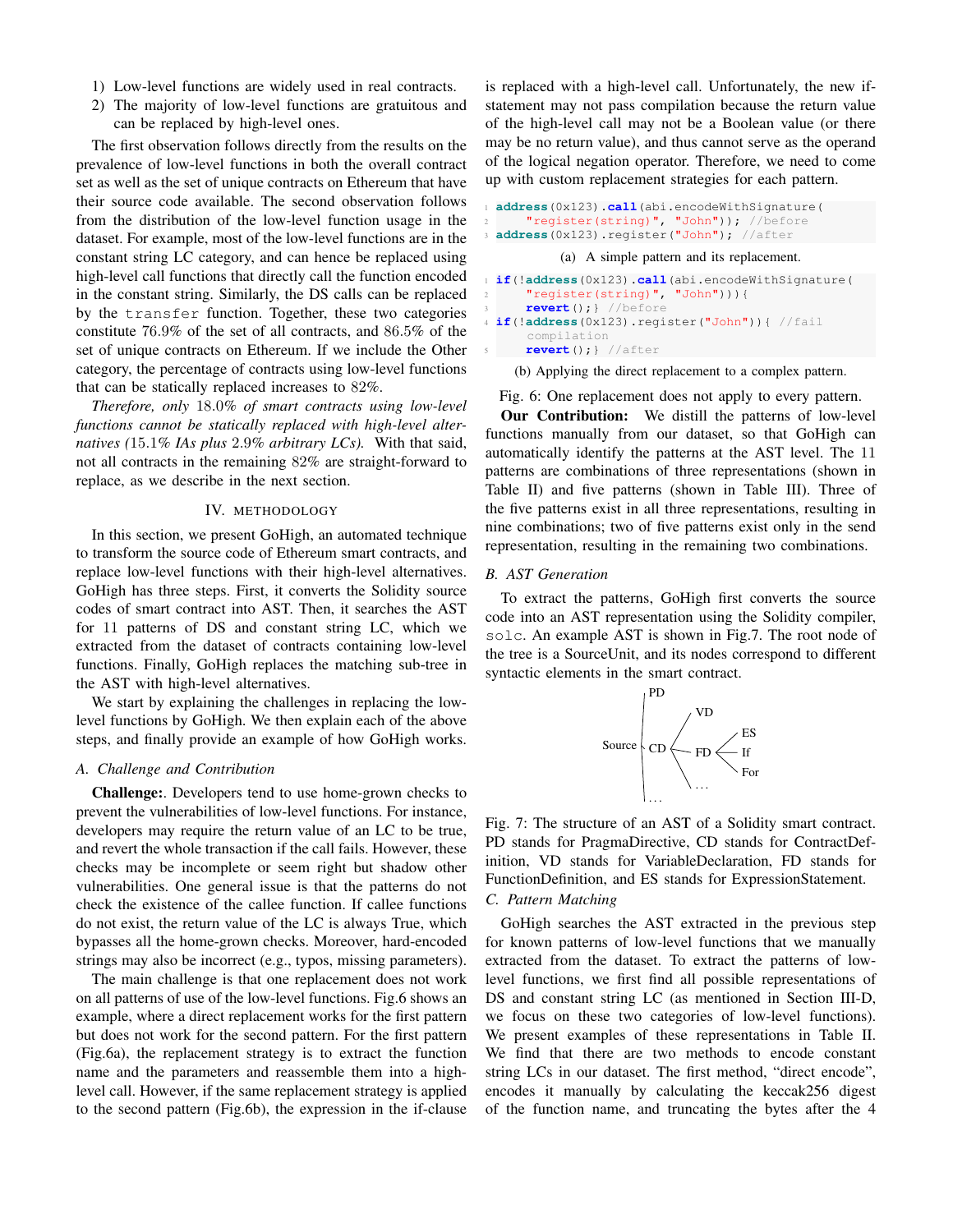1) Low-level functions are widely used in real contracts.
2) The majority of low-level functions are gratuitous and can be replaced by high-level ones.

The first observation follows directly from the results on the prevalence of low-level functions in both the overall contract set as well as the set of unique contracts on Ethereum that have their source code available. The second observation follows from the distribution of the low-level function usage in the dataset. For example, most of the low-level functions are in the constant string LC category, and can hence be replaced using high-level call functions that directly call the function encoded in the constant string. Similarly, the DS calls can be replaced by the `transfer` function. Together, these two categories constitute 76.9% of the set of all contracts, and 86.5% of the set of unique contracts on Ethereum. If we include the Other category, the percentage of contracts using low-level functions that can be statically replaced increases to 82%.

*Therefore, only* 18.0% *of smart contracts using low-level functions cannot be statically replaced with high-level alternatives (*15.1% *IAs plus* 2.9% *arbitrary LCs).* With that said, not all contracts in the remaining 82% are straight-forward to replace, as we describe in the next section.

## IV. Methodology

In this section, we present GoHigh, an automated technique to transform the source code of Ethereum smart contracts, and replace low-level functions with their high-level alternatives. GoHigh has three steps. First, it converts the Solidity source codes of smart contract into AST. Then, it searches the AST for 11 patterns of DS and constant string LC, which we extracted from the dataset of contracts containing low-level functions. Finally, GoHigh replaces the matching sub-tree in the AST with high-level alternatives.

We start by explaining the challenges in replacing the low-level functions by GoHigh. We then explain each of the above steps, and finally provide an example of how GoHigh works.

### A. Challenge and Contribution

**Challenge:**. Developers tend to use home-grown checks to prevent the vulnerabilities of low-level functions. For instance, developers may require the return value of an LC to be true, and revert the whole transaction if the call fails. However, these checks may be incomplete or seem right but shadow other vulnerabilities. One general issue is that the patterns do not check the existence of the callee function. If callee functions do not exist, the return value of the LC is always True, which bypasses all the home-grown checks. Moreover, hard-encoded strings may also be incorrect (e.g., typos, missing parameters).

The main challenge is that one replacement does not work on all patterns of use of the low-level functions. Fig.6 shows an example, where a direct replacement works for the first pattern but does not work for the second pattern. For the first pattern (Fig.6a), the replacement strategy is to extract the function name and the parameters and reassemble them into a high-level call. However, if the same replacement strategy is applied to the second pattern (Fig.6b), the expression in the if-clause is replaced with a high-level call. Unfortunately, the new if-statement may not pass compilation because the return value of the high-level call may not be a Boolean value (or there may be no return value), and thus cannot serve as the operand of the logical negation operator. Therefore, we need to come up with custom replacement strategies for each pattern.

```
1 address(0x123).call(abi.encodeWithSignature(
2     "register(string)", "John")); //before
3 address(0x123).register("John"); //after
```

(a) A simple pattern and its replacement.

```
1 if(!address(0x123).call(abi.encodeWithSignature(
2     "register(string)", "John"))){
3     revert();} //before
4 if(!address(0x123).register("John")){ //fail
    compilation
5     revert();} //after
```

(b) Applying the direct replacement to a complex pattern.

Fig. 6: One replacement does not apply to every pattern.

**Our Contribution:** We distill the patterns of low-level functions manually from our dataset, so that GoHigh can automatically identify the patterns at the AST level. The 11 patterns are combinations of three representations (shown in Table II) and five patterns (shown in Table III). Three of the five patterns exist in all three representations, resulting in nine combinations; two of five patterns exist only in the send representation, resulting in the remaining two combinations.

### B. AST Generation

To extract the patterns, GoHigh first converts the source code into an AST representation using the Solidity compiler, `solc`. An example AST is shown in Fig.7. The root node of the tree is a SourceUnit, and its nodes correspond to different syntactic elements in the smart contract.

```
         PD
        |        VD
        |      /
Source  ⊢ CD  ⟨— FD ⟨ ES
        |      \       If
        |        ...   For
        ...
```

Fig. 7: The structure of an AST of a Solidity smart contract. PD stands for PragmaDirective, CD stands for ContractDefinition, VD stands for VariableDeclaration, FD stands for FunctionDefinition, and ES stands for ExpressionStatement.

### C. Pattern Matching

GoHigh searches the AST extracted in the previous step for known patterns of low-level functions that we manually extracted from the dataset. To extract the patterns of low-level functions, we first find all possible representations of DS and constant string LC (as mentioned in Section III-D, we focus on these two categories of low-level functions). We present examples of these representations in Table II. We find that there are two methods to encode constant string LCs in our dataset. The first method, "direct encode", encodes it manually by calculating the keccak256 digest of the function name, and truncating the bytes after the 4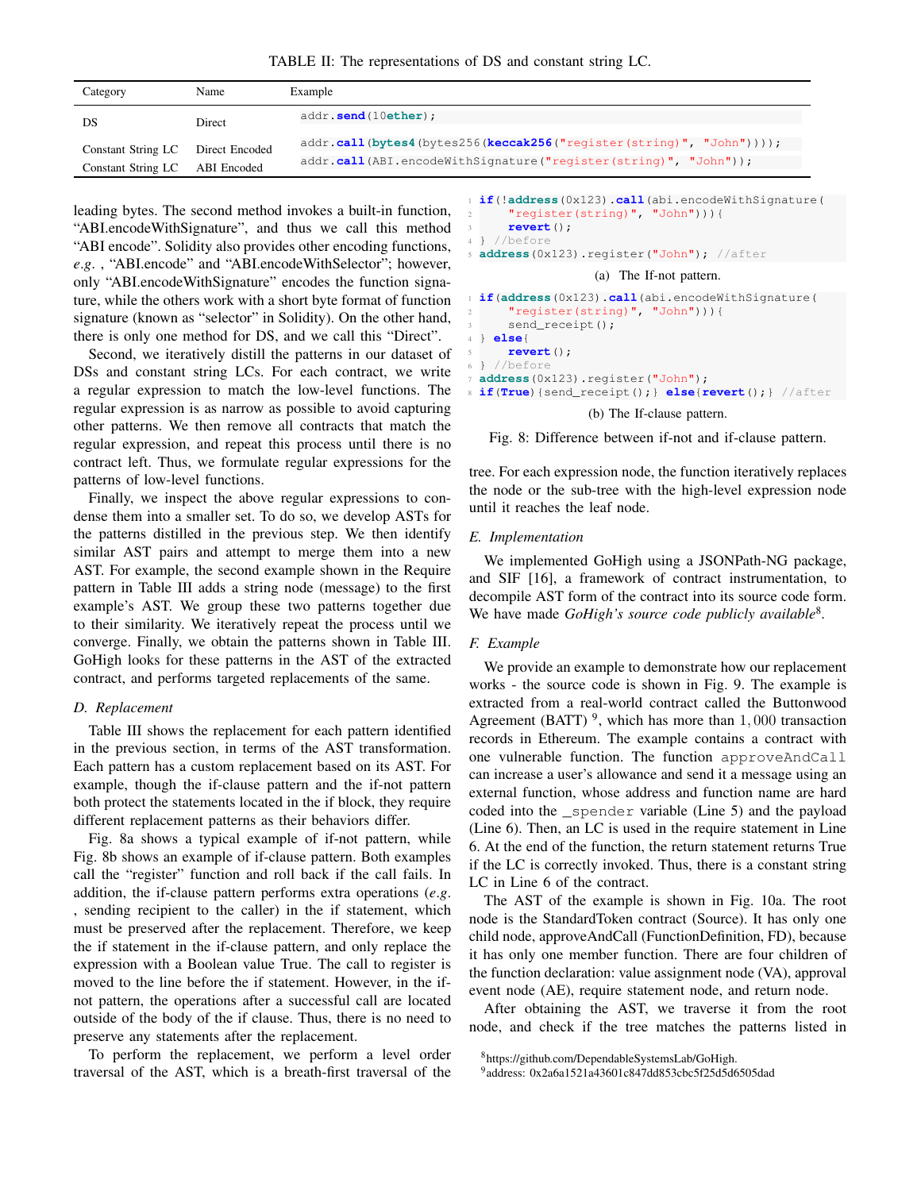TABLE II: The representations of DS and constant string LC.

| Category | Name | Example |
| --- | --- | --- |
| DS | Direct | `addr.send(10ether);` |
| Constant String LC | Direct Encoded | `addr.call(bytes4(bytes256(keccak256("register(string)", "John"))));` |
| Constant String LC | ABI Encoded | `addr.call(ABI.encodeWithSignature("register(string)", "John"));` |

leading bytes. The second method invokes a built-in function, "ABI.encodeWithSignature", and thus we call this method "ABI encode". Solidity also provides other encoding functions, *e.g.* , "ABI.encode" and "ABI.encodeWithSelector"; however, only "ABI.encodeWithSignature" encodes the function signature, while the others work with a short byte format of function signature (known as "selector" in Solidity). On the other hand, there is only one method for DS, and we call this "Direct".

Second, we iteratively distill the patterns in our dataset of DSs and constant string LCs. For each contract, we write a regular expression to match the low-level functions. The regular expression is as narrow as possible to avoid capturing other patterns. We then remove all contracts that match the regular expression, and repeat this process until there is no contract left. Thus, we formulate regular expressions for the patterns of low-level functions.

Finally, we inspect the above regular expressions to condense them into a smaller set. To do so, we develop ASTs for the patterns distilled in the previous step. We then identify similar AST pairs and attempt to merge them into a new AST. For example, the second example shown in the Require pattern in Table III adds a string node (message) to the first example's AST. We group these two patterns together due to their similarity. We iteratively repeat the process until we converge. Finally, we obtain the patterns shown in Table III. GoHigh looks for these patterns in the AST of the extracted contract, and performs targeted replacements of the same.

### *D. Replacement*

Table III shows the replacement for each pattern identified in the previous section, in terms of the AST transformation. Each pattern has a custom replacement based on its AST. For example, though the if-clause pattern and the if-not pattern both protect the statements located in the if block, they require different replacement patterns as their behaviors differ.

Fig. 8a shows a typical example of if-not pattern, while Fig. 8b shows an example of if-clause pattern. Both examples call the "register" function and roll back if the call fails. In addition, the if-clause pattern performs extra operations (*e.g.* , sending recipient to the caller) in the if statement, which must be preserved after the replacement. Therefore, we keep the if statement in the if-clause pattern, and only replace the expression with a Boolean value True. The call to register is moved to the line before the if statement. However, in the if-not pattern, the operations after a successful call are located outside of the body of the if clause. Thus, there is no need to preserve any statements after the replacement.

To perform the replacement, we perform a level order traversal of the AST, which is a breath-first traversal of the tree. For each expression node, the function iteratively replaces the node or the sub-tree with the high-level expression node until it reaches the leaf node.

```
1 if(!address(0x123).call(abi.encodeWithSignature(
2     "register(string)", "John"))){
3     revert();
4 } //before
5 address(0x123).register("John"); //after
```

(a) The If-not pattern.

```
1 if(address(0x123).call(abi.encodeWithSignature(
2     "register(string)", "John"))){
3     send_receipt();
4 } else{
5     revert();
6 } //before
7 address(0x123).register("John");
8 if(True){send_receipt();} else{revert();} //after
```

(b) The If-clause pattern.

Fig. 8: Difference between if-not and if-clause pattern.

### *E. Implementation*

We implemented GoHigh using a JSONPath-NG package, and SIF [16], a framework of contract instrumentation, to decompile AST form of the contract into its source code form. We have made *GoHigh's source code publicly available*[8].

### *F. Example*

We provide an example to demonstrate how our replacement works - the source code is shown in Fig. 9. The example is extracted from a real-world contract called the Buttonwood Agreement (BATT) [9], which has more than $1,000$ transaction records in Ethereum. The example contains a contract with one vulnerable function. The function `approveAndCall` can increase a user's allowance and send it a message using an external function, whose address and function name are hard coded into the `_spender` variable (Line 5) and the payload (Line 6). Then, an LC is used in the require statement in Line 6. At the end of the function, the return statement returns True if the LC is correctly invoked. Thus, there is a constant string LC in Line 6 of the contract.

The AST of the example is shown in Fig. 10a. The root node is the StandardToken contract (Source). It has only one child node, approveAndCall (FunctionDefinition, FD), because it has only one member function. There are four children of the function declaration: value assignment node (VA), approval event node (AE), require statement node, and return node.

After obtaining the AST, we traverse it from the root node, and check if the tree matches the patterns listed in

[8]https://github.com/DependableSystemsLab/GoHigh.

[9]address: 0x2a6a1521a43601c847dd853cbc5f25d5d6505dad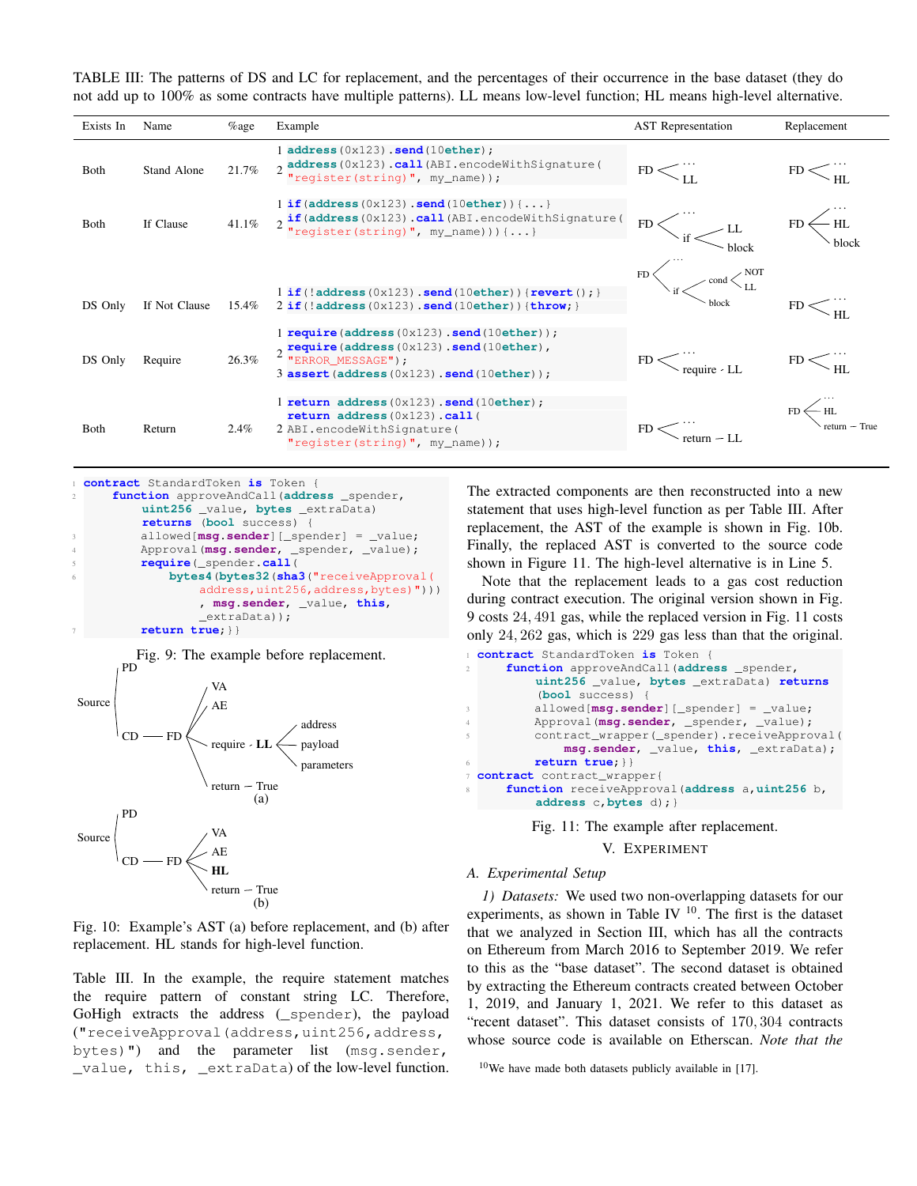TABLE III: The patterns of DS and LC for replacement, and the percentages of their occurrence in the base dataset (they do not add up to 100% as some contracts have multiple patterns). LL means low-level function; HL means high-level alternative.

| Exists In | Name | %age | Example | AST Representation | Replacement |
|---|---|---|---|---|---|
| Both | Stand Alone | 21.7% | 1 `address(0x123).send(10ether);` 2 `address(0x123).call(ABI.encodeWithSignature("register(string)", my_name));` | FD — ..., LL | FD — ..., HL |
| Both | If Clause | 41.1% | 1 `if(address(0x123).send(10ether)){...}` 2 `if(address(0x123).call(ABI.encodeWithSignature("register(string)", my_name))){...}` | FD — ..., if — (LL, block) | FD — ..., HL, block |
| DS Only | If Not Clause | 15.4% | 1 `if(!address(0x123).send(10ether)){revert();}` 2 `if(!address(0x123).send(10ether)){throw;}` | FD — ..., if — (cond — (NOT, LL), block) | FD — ..., HL |
| DS Only | Require | 26.3% | 1 `require(address(0x123).send(10ether));` 2 `require(address(0x123).send(10ether), "ERROR_MESSAGE");` 3 `assert(address(0x123).send(10ether));` | FD — ..., require - LL | FD — ..., HL |
| Both | Return | 2.4% | 1 `return address(0x123).send(10ether);` 2 `return address(0x123).call(ABI.encodeWithSignature("register(string)", my_name));` | FD — ..., return — LL | FD — ..., HL, return — True |

```
1 contract StandardToken is Token {
2     function approveAndCall(address _spender,
          uint256 _value, bytes _extraData)
          returns (bool success) {
3         allowed[msg.sender][_spender] = _value;
4         Approval(msg.sender, _spender, _value);
5         require(_spender.call(
6             bytes4(bytes32(sha3("receiveApproval(
                  address,uint256,address,bytes)")))
                  , msg.sender, _value, this,
                  _extraData));
7         return true;}}
```

Fig. 9: The example before replacement.

```
(a)
Source ─┬─ PD
        └─ CD ── FD ─┬─ VA
                     ├─ AE
                     ├─ require - LL ─┬─ address
                     │                ├─ payload
                     │                └─ parameters
                     └─ return ─ True

(b)
Source ─┬─ PD
        └─ CD ── FD ─┬─ VA
                     ├─ AE
                     ├─ HL
                     └─ return ─ True
```

Fig. 10: Example's AST (a) before replacement, and (b) after replacement. HL stands for high-level function.

Table III. In the example, the require statement matches the require pattern of constant string LC. Therefore, GoHigh extracts the address (`_spender`), the payload (`"receiveApproval(address,uint256,address, bytes)"`) and the parameter list (`msg.sender, _value, this, _extraData`) of the low-level function. The extracted components are then reconstructed into a new statement that uses high-level function as per Table III. After replacement, the AST of the example is shown in Fig. 10b. Finally, the replaced AST is converted to the source code shown in Figure 11. The high-level alternative is in Line 5.

Note that the replacement leads to a gas cost reduction during contract execution. The original version shown in Fig. 9 costs 24,491 gas, while the replaced version in Fig. 11 costs only 24,262 gas, which is 229 gas less than that the original.

```
1 contract StandardToken is Token {
2     function approveAndCall(address _spender,
          uint256 _value, bytes _extraData) returns
          (bool success) {
3         allowed[msg.sender][_spender] = _value;
4         Approval(msg.sender, _spender, _value);
5         contract_wrapper(_spender).receiveApproval(
              msg.sender, _value, this, _extraData);
6         return true;}}
7 contract contract_wrapper{
8     function receiveApproval(address a,uint256 b,
          address c,bytes d);}
```

Fig. 11: The example after replacement.

## V. Experiment

### A. Experimental Setup

*1) Datasets:* We used two non-overlapping datasets for our experiments, as shown in Table IV [10]. The first is the dataset that we analyzed in Section III, which has all the contracts on Ethereum from March 2016 to September 2019. We refer to this as the "base dataset". The second dataset is obtained by extracting the Ethereum contracts created between October 1, 2019, and January 1, 2021. We refer to this dataset as "recent dataset". This dataset consists of 170,304 contracts whose source code is available on Etherscan. *Note that the*

[10] We have made both datasets publicly available in [17].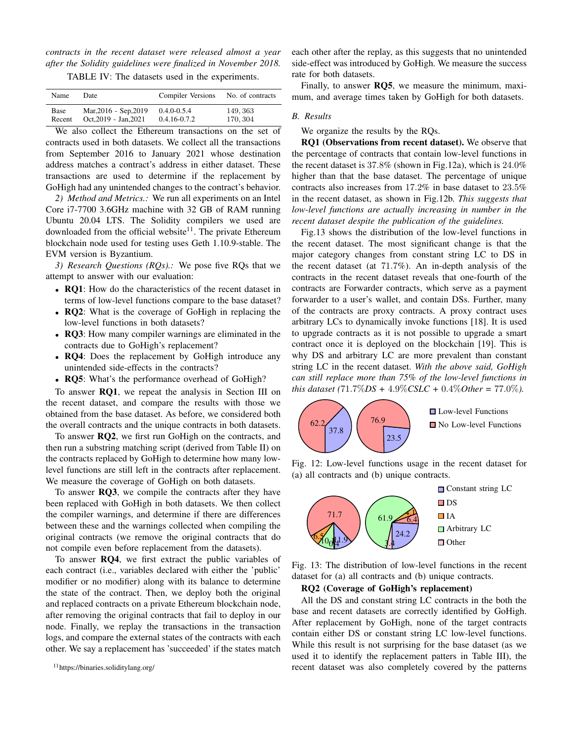*contracts in the recent dataset were released almost a year after the Solidity guidelines were finalized in November 2018.*

TABLE IV: The datasets used in the experiments.

| Name | Date | Compiler Versions | No. of contracts |
|---|---|---|---|
| Base | Mar,2016 - Sep,2019 | 0.4.0-0.5.4 | 149, 363 |
| Recent | Oct,2019 - Jan,2021 | 0.4.16-0.7.2 | 170, 304 |

We also collect the Ethereum transactions on the set of contracts used in both datasets. We collect all the transactions from September 2016 to January 2021 whose destination address matches a contract's address in either dataset. These transactions are used to determine if the replacement by GoHigh had any unintended changes to the contract's behavior.

*2) Method and Metrics.:* We run all experiments on an Intel Core i7-7700 3.6GHz machine with 32 GB of RAM running Ubuntu 20.04 LTS. The Solidity compilers we used are downloaded from the official website[11]. The private Ethereum blockchain node used for testing uses Geth 1.10.9-stable. The EVM version is Byzantium.

*3) Research Questions (RQs).:* We pose five RQs that we attempt to answer with our evaluation:

- **RQ1**: How do the characteristics of the recent dataset in terms of low-level functions compare to the base dataset?
- **RQ2**: What is the coverage of GoHigh in replacing the low-level functions in both datasets?
- **RQ3**: How many compiler warnings are eliminated in the contracts due to GoHigh's replacement?
- **RQ4**: Does the replacement by GoHigh introduce any unintended side-effects in the contracts?
- **RQ5**: What's the performance overhead of GoHigh?

To answer **RQ1**, we repeat the analysis in Section III on the recent dataset, and compare the results with those we obtained from the base dataset. As before, we considered both the overall contracts and the unique contracts in both datasets.

To answer **RQ2**, we first run GoHigh on the contracts, and then run a substring matching script (derived from Table II) on the contracts replaced by GoHigh to determine how many low-level functions are still left in the contracts after replacement. We measure the coverage of GoHigh on both datasets.

To answer **RQ3**, we compile the contracts after they have been replaced with GoHigh in both datasets. We then collect the compiler warnings, and determine if there are differences between these and the warnings collected when compiling the original contracts (we remove the original contracts that do not compile even before replacement from the datasets).

To answer **RQ4**, we first extract the public variables of each contract (i.e., variables declared with either the 'public' modifier or no modifier) along with its balance to determine the state of the contract. Then, we deploy both the original and replaced contracts on a private Ethereum blockchain node, after removing the original contracts that fail to deploy in our node. Finally, we replay the transactions in the transaction logs, and compare the external states of the contracts with each other. We say a replacement has 'succeeded' if the states match each other after the replay, as this suggests that no unintended side-effect was introduced by GoHigh. We measure the success rate for both datasets.

Finally, to answer **RQ5**, we measure the minimum, maximum, and average times taken by GoHigh for both datasets.

[11]https://binaries.soliditylang.org/

## B. Results

We organize the results by the RQs.

**RQ1 (Observations from recent dataset).** We observe that the percentage of contracts that contain low-level functions in the recent dataset is 37.8% (shown in Fig.12a), which is 24.0% higher than that the base dataset. The percentage of unique contracts also increases from 17.2% in base dataset to 23.5% in the recent dataset, as shown in Fig.12b. *This suggests that low-level functions are actually increasing in number in the recent dataset despite the publication of the guidelines.*

Fig.13 shows the distribution of the low-level functions in the recent dataset. The most significant change is that the major category changes from constant string LC to DS in the recent dataset (at 71.7%). An in-depth analysis of the contracts in the recent dataset reveals that one-fourth of the contracts are Forwarder contracts, which serve as a payment forwarder to a user's wallet, and contain DSs. Further, many of the contracts are proxy contracts. A proxy contract uses arbitrary LCs to dynamically invoke functions [18]. It is used to upgrade contracts as it is not possible to upgrade a smart contract once it is deployed on the blockchain [19]. This is why DS and arbitrary LC are more prevalent than constant string LC in the recent dataset. *With the above said, GoHigh can still replace more than 75% of the low-level functions in this dataset (71.7%DS + 4.9%CSLC + 0.4%Other = 77.0%).*

Fig. 12: Low-level functions usage in the recent dataset for (a) all contracts and (b) unique contracts.

Fig. 13: The distribution of low-level functions in the recent dataset for (a) all contracts and (b) unique contracts.

**RQ2 (Coverage of GoHigh's replacement)**

All the DS and constant string LC contracts in the both the base and recent datasets are correctly identified by GoHigh. After replacement by GoHigh, none of the target contracts contain either DS or constant string LC low-level functions. While this result is not surprising for the base dataset (as we used it to identify the replacement patters in Table III), the recent dataset was also completely covered by the patterns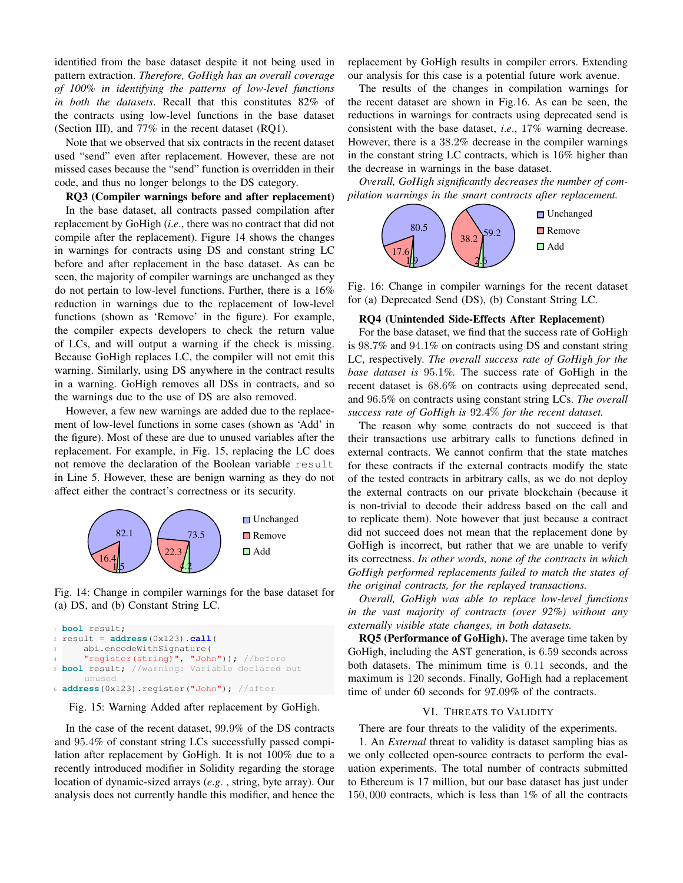identified from the base dataset despite it not being used in pattern extraction. *Therefore, GoHigh has an overall coverage of 100% in identifying the patterns of low-level functions in both the datasets*. Recall that this constitutes 82% of the contracts using low-level functions in the base dataset (Section III), and 77% in the recent dataset (RQ1).

Note that we observed that six contracts in the recent dataset used "send" even after replacement. However, these are not missed cases because the "send" function is overridden in their code, and thus no longer belongs to the DS category.

**RQ3 (Compiler warnings before and after replacement)** In the base dataset, all contracts passed compilation after replacement by GoHigh (*i.e.*, there was no contract that did not compile after the replacement). Figure 14 shows the changes in warnings for contracts using DS and constant string LC before and after replacement in the base dataset. As can be seen, the majority of compiler warnings are unchanged as they do not pertain to low-level functions. Further, there is a 16% reduction in warnings due to the replacement of low-level functions (shown as 'Remove' in the figure). For example, the compiler expects developers to check the return value of LCs, and will output a warning if the check is missing. Because GoHigh replaces LC, the compiler will not emit this warning. Similarly, using DS anywhere in the contract results in a warning. GoHigh removes all DSs in contracts, and so the warnings due to the use of DS are also removed.

However, a few new warnings are added due to the replacement of low-level functions in some cases (shown as 'Add' in the figure). Most of these are due to unused variables after the replacement. For example, in Fig. 15, replacing the LC does not remove the declaration of the Boolean variable `result` in Line 5. However, these are benign warning as they do not affect either the contract's correctness or its security.

| | Unchanged | Remove | Add |
|---|---|---|---|
| (a) DS | 82.1 | 16.4 | 1.5 |
| (b) Constant String LC | 73.5 | 22.3 | 4.2 |

Fig. 14: Change in compiler warnings for the base dataset for (a) DS, and (b) Constant String LC.

```
1 bool result;
2 result = address(0x123).call(
3     abi.encodeWithSignature(
4     "register(string)", "John")); //before
5 bool result; //warning: Variable declared but
      unused
6 address(0x123).register("John"); //after
```

Fig. 15: Warning Added after replacement by GoHigh.

In the case of the recent dataset, 99.9% of the DS contracts and 95.4% of constant string LCs successfully passed compilation after replacement by GoHigh. It is not 100% due to a recently introduced modifier in Solidity regarding the storage location of dynamic-sized arrays (*e.g.*, string, byte array). Our analysis does not currently handle this modifier, and hence the replacement by GoHigh results in compiler errors. Extending our analysis for this case is a potential future work avenue.

The results of the changes in compilation warnings for the recent dataset are shown in Fig.16. As can be seen, the reductions in warnings for contracts using deprecated send is consistent with the base dataset, *i.e.*, 17% warning decrease. However, there is a 38.2% decrease in the compiler warnings in the constant string LC contracts, which is 16% higher than the decrease in warnings in the base dataset.

*Overall, GoHigh significantly decreases the number of compilation warnings in the smart contracts after replacement.*

| | Unchanged | Remove | Add |
|---|---|---|---|
| (a) Deprecated Send (DS) | 80.5 | 17.6 | 1.9 |
| (b) Constant String LC | 59.2 | 38.2 | 2.6 |

Fig. 16: Change in compiler warnings for the recent dataset for (a) Deprecated Send (DS), (b) Constant String LC.

**RQ4 (Unintended Side-Effects After Replacement)** For the base dataset, we find that the success rate of GoHigh is 98.7% and 94.1% on contracts using DS and constant string LC, respectively. *The overall success rate of GoHigh for the base dataset is* 95.1%. The success rate of GoHigh in the recent dataset is 68.6% on contracts using deprecated send, and 96.5% on contracts using constant string LCs. *The overall success rate of GoHigh is* 92.4% *for the recent dataset.*

The reason why some contracts do not succeed is that their transactions use arbitrary calls to functions defined in external contracts. We cannot confirm that the state matches for these contracts if the external contracts modify the state of the tested contracts in arbitrary calls, as we do not deploy the external contracts on our private blockchain (because it is non-trivial to decode their address based on the call and to replicate them). Note however that just because a contract did not succeed does not mean that the replacement done by GoHigh is incorrect, but rather that we are unable to verify its correctness. *In other words, none of the contracts in which GoHigh performed replacements failed to match the states of the original contracts, for the replayed transactions.*

*Overall, GoHigh was able to replace low-level functions in the vast majority of contracts (over 92%) without any externally visible state changes, in both datasets.*

**RQ5 (Performance of GoHigh).** The average time taken by GoHigh, including the AST generation, is 6.59 seconds across both datasets. The minimum time is 0.11 seconds, and the maximum is 120 seconds. Finally, GoHigh had a replacement time of under 60 seconds for 97.09% of the contracts.

## VI. Threats to Validity

There are four threats to the validity of the experiments.

1. An *External* threat to validity is dataset sampling bias as we only collected open-source contracts to perform the evaluation experiments. The total number of contracts submitted to Ethereum is 17 million, but our base dataset has just under 150,000 contracts, which is less than 1% of all the contracts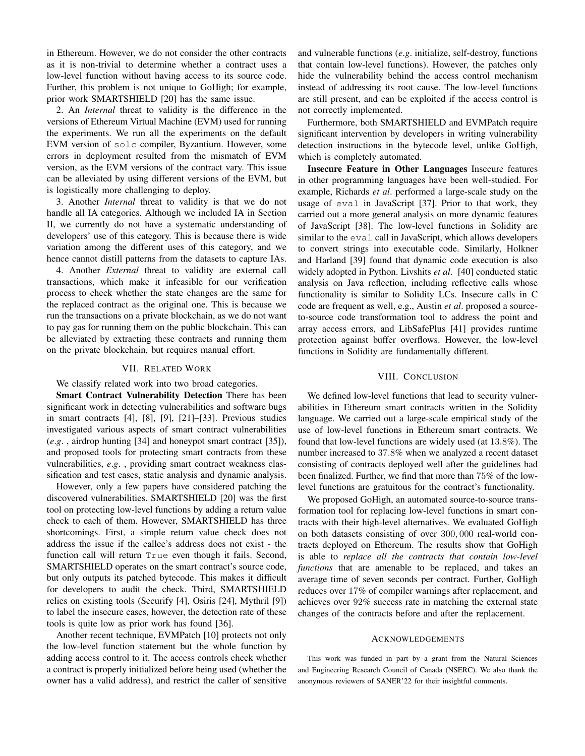in Ethereum. However, we do not consider the other contracts as it is non-trivial to determine whether a contract uses a low-level function without having access to its source code. Further, this problem is not unique to GoHigh; for example, prior work SMARTSHIELD [20] has the same issue.

2. An *Internal* threat to validity is the difference in the versions of Ethereum Virtual Machine (EVM) used for running the experiments. We run all the experiments on the default EVM version of `solc` compiler, Byzantium. However, some errors in deployment resulted from the mismatch of EVM version, as the EVM versions of the contract vary. This issue can be alleviated by using different versions of the EVM, but is logistically more challenging to deploy.

3. Another *Internal* threat to validity is that we do not handle all IA categories. Although we included IA in Section II, we currently do not have a systematic understanding of developers' use of this category. This is because there is wide variation among the different uses of this category, and we hence cannot distill patterns from the datasets to capture IAs.

4. Another *External* threat to validity are external call transactions, which make it infeasible for our verification process to check whether the state changes are the same for the replaced contract as the original one. This is because we run the transactions on a private blockchain, as we do not want to pay gas for running them on the public blockchain. This can be alleviated by extracting these contracts and running them on the private blockchain, but requires manual effort.

## VII. Related Work

We classify related work into two broad categories.

**Smart Contract Vulnerability Detection** There has been significant work in detecting vulnerabilities and software bugs in smart contracts [4], [8], [9], [21]–[33]. Previous studies investigated various aspects of smart contract vulnerabilities (*e.g.* , airdrop hunting [34] and honeypot smart contract [35]), and proposed tools for protecting smart contracts from these vulnerabilities, *e.g.* , providing smart contract weakness classification and test cases, static analysis and dynamic analysis.

However, only a few papers have considered patching the discovered vulnerabilities. SMARTSHIELD [20] was the first tool on protecting low-level functions by adding a return value check to each of them. However, SMARTSHIELD has three shortcomings. First, a simple return value check does not address the issue if the callee's address does not exist - the function call will return `True` even though it fails. Second, SMARTSHIELD operates on the smart contract's source code, but only outputs its patched bytecode. This makes it difficult for developers to audit the check. Third, SMARTSHIELD relies on existing tools (Securify [4], Osiris [24], Mythril [9]) to label the insecure cases, however, the detection rate of these tools is quite low as prior work has found [36].

Another recent technique, EVMPatch [10] protects not only the low-level function statement but the whole function by adding access control to it. The access controls check whether a contract is properly initialized before being used (whether the owner has a valid address), and restrict the caller of sensitive and vulnerable functions (*e.g.* initialize, self-destroy, functions that contain low-level functions). However, the patches only hide the vulnerability behind the access control mechanism instead of addressing its root cause. The low-level functions are still present, and can be exploited if the access control is not correctly implemented.

Furthermore, both SMARTSHIELD and EVMPatch require significant intervention by developers in writing vulnerability detection instructions in the bytecode level, unlike GoHigh, which is completely automated.

**Insecure Feature in Other Languages** Insecure features in other programming languages have been well-studied. For example, Richards *et al*. performed a large-scale study on the usage of `eval` in JavaScript [37]. Prior to that work, they carried out a more general analysis on more dynamic features of JavaScript [38]. The low-level functions in Solidity are similar to the `eval` call in JavaScript, which allows developers to convert strings into executable code. Similarly, Holkner and Harland [39] found that dynamic code execution is also widely adopted in Python. Livshits *et al*. [40] conducted static analysis on Java reflection, including reflective calls whose functionality is similar to Solidity LCs. Insecure calls in C code are frequent as well, e.g., Austin *et al*. proposed a source-to-source code transformation tool to address the point and array access errors, and LibSafePlus [41] provides runtime protection against buffer overflows. However, the low-level functions in Solidity are fundamentally different.

## VIII. Conclusion

We defined low-level functions that lead to security vulnerabilities in Ethereum smart contracts written in the Solidity language. We carried out a large-scale empirical study of the use of low-level functions in Ethereum smart contracts. We found that low-level functions are widely used (at $13.8\%$). The number increased to $37.8\%$ when we analyzed a recent dataset consisting of contracts deployed well after the guidelines had been finalized. Further, we find that more than $75\%$ of the low-level functions are gratuitous for the contract's functionality.

We proposed GoHigh, an automated source-to-source transformation tool for replacing low-level functions in smart contracts with their high-level alternatives. We evaluated GoHigh on both datasets consisting of over $300,000$ real-world contracts deployed on Ethereum. The results show that GoHigh is able to *replace all the contracts that contain low-level functions* that are amenable to be replaced, and takes an average time of seven seconds per contract. Further, GoHigh reduces over $17\%$ of compiler warnings after replacement, and achieves over $92\%$ success rate in matching the external state changes of the contracts before and after the replacement.

### Acknowledgements

This work was funded in part by a grant from the Natural Sciences and Engineering Research Council of Canada (NSERC). We also thank the anonymous reviewers of SANER'22 for their insightful comments.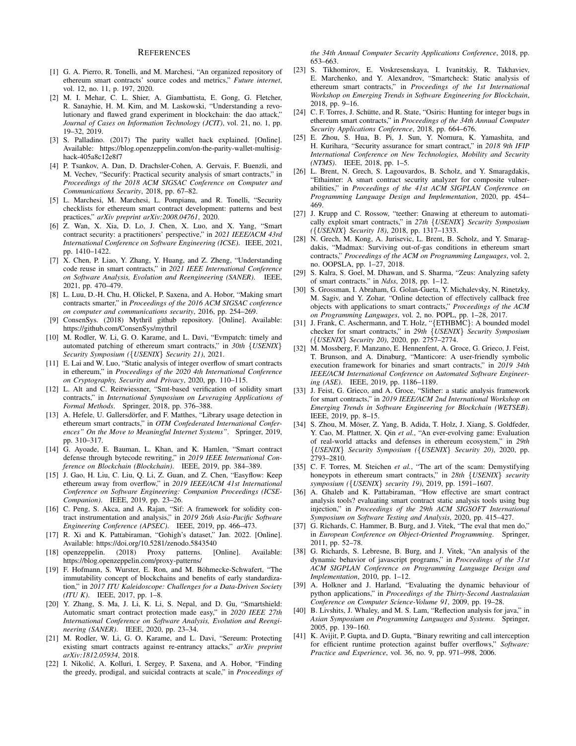# References

[1] G. A. Pierro, R. Tonelli, and M. Marchesi, "An organized repository of ethereum smart contracts' source codes and metrics," *Future internet*, vol. 12, no. 11, p. 197, 2020.

[2] M. I. Mehar, C. L. Shier, A. Giambattista, E. Gong, G. Fletcher, R. Sanayhie, H. M. Kim, and M. Laskowski, "Understanding a revolutionary and flawed grand experiment in blockchain: the dao attack," *Journal of Cases on Information Technology (JCIT)*, vol. 21, no. 1, pp. 19–32, 2019.

[3] S. Palladino. (2017) The parity wallet hack explained. [Online]. Available: https://blog.openzeppelin.com/on-the-parity-wallet-multisig-hack-405a8c12e8f7

[4] P. Tsankov, A. Dan, D. Drachsler-Cohen, A. Gervais, F. Buenzli, and M. Vechev, "Securify: Practical security analysis of smart contracts," in *Proceedings of the 2018 ACM SIGSAC Conference on Computer and Communications Security*, 2018, pp. 67–82.

[5] L. Marchesi, M. Marchesi, L. Pompianu, and R. Tonelli, "Security checklists for ethereum smart contract development: patterns and best practices," *arXiv preprint arXiv:2008.04761*, 2020.

[6] Z. Wan, X. Xia, D. Lo, J. Chen, X. Luo, and X. Yang, "Smart contract security: a practitioners' perspective," in *2021 IEEE/ACM 43rd International Conference on Software Engineering (ICSE)*. IEEE, 2021, pp. 1410–1422.

[7] X. Chen, P. Liao, Y. Zhang, Y. Huang, and Z. Zheng, "Understanding code reuse in smart contracts," in *2021 IEEE International Conference on Software Analysis, Evolution and Reengineering (SANER)*. IEEE, 2021, pp. 470–479.

[8] L. Luu, D.-H. Chu, H. Olickel, P. Saxena, and A. Hobor, "Making smart contracts smarter," in *Proceedings of the 2016 ACM SIGSAC conference on computer and communications security*, 2016, pp. 254–269.

[9] ConsenSys. (2018) Mythril github repository. [Online]. Available: https://github.com/ConsenSys/mythril

[10] M. Rodler, W. Li, G. O. Karame, and L. Davi, "Evmpatch: timely and automated patching of ethereum smart contracts," in *30th {USENIX} Security Symposium ({USENIX} Security 21)*, 2021.

[11] E. Lai and W. Luo, "Static analysis of integer overflow of smart contracts in ethereum," in *Proceedings of the 2020 4th International Conference on Cryptography, Security and Privacy*, 2020, pp. 110–115.

[12] L. Alt and C. Reitwiessner, "Smt-based verification of solidity smart contracts," in *International Symposium on Leveraging Applications of Formal Methods*. Springer, 2018, pp. 376–388.

[13] A. Hefele, U. Gallersdörfer, and F. Matthes, "Library usage detection in ethereum smart contracts," in *OTM Confederated International Conferences" On the Move to Meaningful Internet Systems"*. Springer, 2019, pp. 310–317.

[14] G. Ayoade, E. Bauman, L. Khan, and K. Hamlen, "Smart contract defense through bytecode rewriting," in *2019 IEEE International Conference on Blockchain (Blockchain)*. IEEE, 2019, pp. 384–389.

[15] J. Gao, H. Liu, C. Liu, Q. Li, Z. Guan, and Z. Chen, "Easyflow: Keep ethereum away from overflow," in *2019 IEEE/ACM 41st International Conference on Software Engineering: Companion Proceedings (ICSE-Companion)*. IEEE, 2019, pp. 23–26.

[16] C. Peng, S. Akca, and A. Rajan, "Sif: A framework for solidity contract instrumentation and analysis," in *2019 26th Asia-Pacific Software Engineering Conference (APSEC)*. IEEE, 2019, pp. 466–473.

[17] R. Xi and K. Pattabiraman, "Gohigh's dataset," Jan. 2022. [Online]. Available: https://doi.org/10.5281/zenodo.5843540

[18] openzeppelin. (2018) Proxy patterns. [Online]. Available: https://blog.openzeppelin.com/proxy-patterns/

[19] F. Hofmann, S. Wurster, E. Ron, and M. Böhmecke-Schwafert, "The immutability concept of blockchains and benefits of early standardization," in *2017 ITU Kaleidoscope: Challenges for a Data-Driven Society (ITU K)*. IEEE, 2017, pp. 1–8.

[20] Y. Zhang, S. Ma, J. Li, K. Li, S. Nepal, and D. Gu, "Smartshield: Automatic smart contract protection made easy," in *2020 IEEE 27th International Conference on Software Analysis, Evolution and Reengineering (SANER)*. IEEE, 2020, pp. 23–34.

[21] M. Rodler, W. Li, G. O. Karame, and L. Davi, "Sereum: Protecting existing smart contracts against re-entrancy attacks," *arXiv preprint arXiv:1812.05934*, 2018.

[22] I. Nikolić, A. Kolluri, I. Sergey, P. Saxena, and A. Hobor, "Finding the greedy, prodigal, and suicidal contracts at scale," in *Proceedings of the 34th Annual Computer Security Applications Conference*, 2018, pp. 653–663.

[23] S. Tikhomirov, E. Voskresenskaya, I. Ivanitskiy, R. Takhaviev, E. Marchenko, and Y. Alexandrov, "Smartcheck: Static analysis of ethereum smart contracts," in *Proceedings of the 1st International Workshop on Emerging Trends in Software Engineering for Blockchain*, 2018, pp. 9–16.

[24] C. F. Torres, J. Schütte, and R. State, "Osiris: Hunting for integer bugs in ethereum smart contracts," in *Proceedings of the 34th Annual Computer Security Applications Conference*, 2018, pp. 664–676.

[25] E. Zhou, S. Hua, B. Pi, J. Sun, Y. Nomura, K. Yamashita, and H. Kurihara, "Security assurance for smart contract," in *2018 9th IFIP International Conference on New Technologies, Mobility and Security (NTMS)*. IEEE, 2018, pp. 1–5.

[26] L. Brent, N. Grech, S. Lagouvardos, B. Scholz, and Y. Smaragdakis, "Ethainter: A smart contract security analyzer for composite vulnerabilities," in *Proceedings of the 41st ACM SIGPLAN Conference on Programming Language Design and Implementation*, 2020, pp. 454–469.

[27] J. Krupp and C. Rossow, "teether: Gnawing at ethereum to automatically exploit smart contracts," in *27th {USENIX} Security Symposium ({USENIX} Security 18)*, 2018, pp. 1317–1333.

[28] N. Grech, M. Kong, A. Jurisevic, L. Brent, B. Scholz, and Y. Smaragdakis, "Madmax: Surviving out-of-gas conditions in ethereum smart contracts," *Proceedings of the ACM on Programming Languages*, vol. 2, no. OOPSLA, pp. 1–27, 2018.

[29] S. Kalra, S. Goel, M. Dhawan, and S. Sharma, "Zeus: Analyzing safety of smart contracts." in *Ndss*, 2018, pp. 1–12.

[30] S. Grossman, I. Abraham, G. Golan-Gueta, Y. Michalevsky, N. Rinetzky, M. Sagiv, and Y. Zohar, "Online detection of effectively callback free objects with applications to smart contracts," *Proceedings of the ACM on Programming Languages*, vol. 2, no. POPL, pp. 1–28, 2017.

[31] J. Frank, C. Aschermann, and T. Holz, "{ETHBMC}: A bounded model checker for smart contracts," in *29th {USENIX} Security Symposium ({USENIX} Security 20)*, 2020, pp. 2757–2774.

[32] M. Mossberg, F. Manzano, E. Hennenfent, A. Groce, G. Grieco, J. Feist, T. Brunson, and A. Dinaburg, "Manticore: A user-friendly symbolic execution framework for binaries and smart contracts," in *2019 34th IEEE/ACM International Conference on Automated Software Engineering (ASE)*. IEEE, 2019, pp. 1186–1189.

[33] J. Feist, G. Grieco, and A. Groce, "Slither: a static analysis framework for smart contracts," in *2019 IEEE/ACM 2nd International Workshop on Emerging Trends in Software Engineering for Blockchain (WETSEB)*. IEEE, 2019, pp. 8–15.

[34] S. Zhou, M. Möser, Z. Yang, B. Adida, T. Holz, J. Xiang, S. Goldfeder, Y. Cao, M. Plattner, X. Qin *et al.*, "An ever-evolving game: Evaluation of real-world attacks and defenses in ethereum ecosystem," in *29th {USENIX} Security Symposium ({USENIX} Security 20)*, 2020, pp. 2793–2810.

[35] C. F. Torres, M. Steichen *et al.*, "The art of the scam: Demystifying honeypots in ethereum smart contracts," in *28th {USENIX} security symposium ({USENIX} security 19)*, 2019, pp. 1591–1607.

[36] A. Ghaleb and K. Pattabiraman, "How effective are smart contract analysis tools? evaluating smart contract static analysis tools using bug injection," in *Proceedings of the 29th ACM SIGSOFT International Symposium on Software Testing and Analysis*, 2020, pp. 415–427.

[37] G. Richards, C. Hammer, B. Burg, and J. Vitek, "The eval that men do," in *European Conference on Object-Oriented Programming*. Springer, 2011, pp. 52–78.

[38] G. Richards, S. Lebresne, B. Burg, and J. Vitek, "An analysis of the dynamic behavior of javascript programs," in *Proceedings of the 31st ACM SIGPLAN Conference on Programming Language Design and Implementation*, 2010, pp. 1–12.

[39] A. Holkner and J. Harland, "Evaluating the dynamic behaviour of python applications," in *Proceedings of the Thirty-Second Australasian Conference on Computer Science-Volume 91*, 2009, pp. 19–28.

[40] B. Livshits, J. Whaley, and M. S. Lam, "Reflection analysis for java," in *Asian Symposium on Programming Languages and Systems*. Springer, 2005, pp. 139–160.

[41] K. Avijit, P. Gupta, and D. Gupta, "Binary rewriting and call interception for efficient runtime protection against buffer overflows," *Software: Practice and Experience*, vol. 36, no. 9, pp. 971–998, 2006.